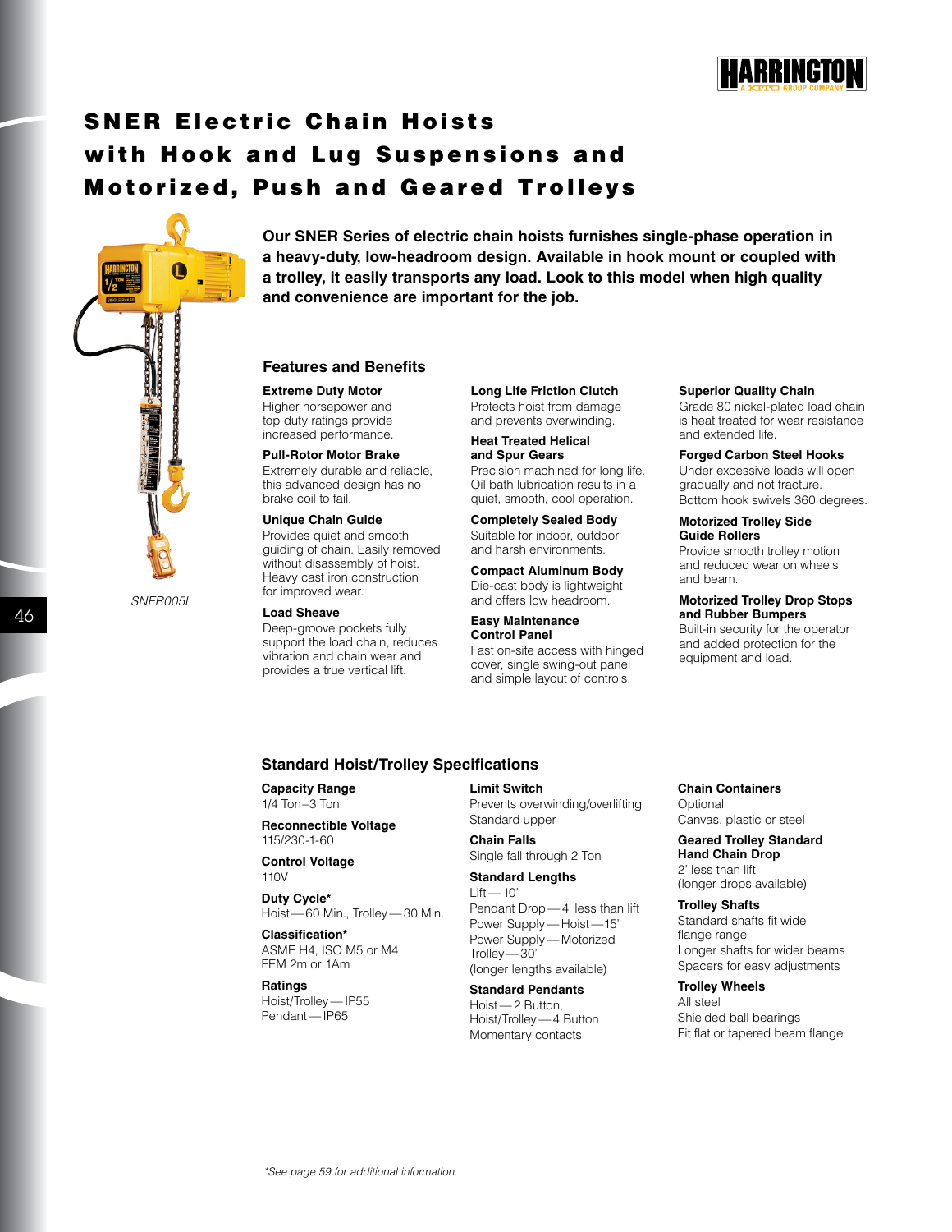# SNER Electric Chain Hoists with Hook and Lug Suspensions and Motorized, Push and Geared Trolleys

SNER005L

**Our SNER Series of electric chain hoists furnishes single-phase operation in a heavy-duty, low-headroom design. Available in hook mount or coupled with a trolley, it easily transports any load. Look to this model when high quality and convenience are important for the job.**

## Features and Benefits

**Extreme Duty Motor**
Higher horsepower and top duty ratings provide increased performance.

**Pull-Rotor Motor Brake**
Extremely durable and reliable, this advanced design has no brake coil to fail.

**Unique Chain Guide**
Provides quiet and smooth guiding of chain. Easily removed without disassembly of hoist. Heavy cast iron construction for improved wear.

**Load Sheave**
Deep-groove pockets fully support the load chain, reduces vibration and chain wear and provides a true vertical lift.

**Long Life Friction Clutch**
Protects hoist from damage and prevents overwinding.

**Heat Treated Helical and Spur Gears**
Precision machined for long life. Oil bath lubrication results in a quiet, smooth, cool operation.

**Completely Sealed Body**
Suitable for indoor, outdoor and harsh environments.

**Compact Aluminum Body**
Die-cast body is lightweight and offers low headroom.

**Easy Maintenance Control Panel**
Fast on-site access with hinged cover, single swing-out panel and simple layout of controls.

**Superior Quality Chain**
Grade 80 nickel-plated load chain is heat treated for wear resistance and extended life.

**Forged Carbon Steel Hooks**
Under excessive loads will open gradually and not fracture. Bottom hook swivels 360 degrees.

**Motorized Trolley Side Guide Rollers**
Provide smooth trolley motion and reduced wear on wheels and beam.

**Motorized Trolley Drop Stops and Rubber Bumpers**
Built-in security for the operator and added protection for the equipment and load.

## Standard Hoist/Trolley Specifications

**Capacity Range**
1/4 Ton–3 Ton

**Reconnectible Voltage**
115/230-1-60

**Control Voltage**
110V

**Duty Cycle***
Hoist—60 Min., Trolley—30 Min.

**Classification***
ASME H4, ISO M5 or M4, FEM 2m or 1Am

**Ratings**
Hoist/Trolley—IP55
Pendant—IP65

**Limit Switch**
Prevents overwinding/overlifting
Standard upper

**Chain Falls**
Single fall through 2 Ton

**Standard Lengths**
Lift—10'
Pendant Drop—4' less than lift
Power Supply—Hoist—15'
Power Supply—Motorized Trolley—30'
(longer lengths available)

**Standard Pendants**
Hoist—2 Button,
Hoist/Trolley—4 Button
Momentary contacts

**Chain Containers**
Optional
Canvas, plastic or steel

**Geared Trolley Standard Hand Chain Drop**
2' less than lift
(longer drops available)

**Trolley Shafts**
Standard shafts fit wide flange range
Longer shafts for wider beams
Spacers for easy adjustments

**Trolley Wheels**
All steel
Shielded ball bearings
Fit flat or tapered beam flange

*See page 59 for additional information.*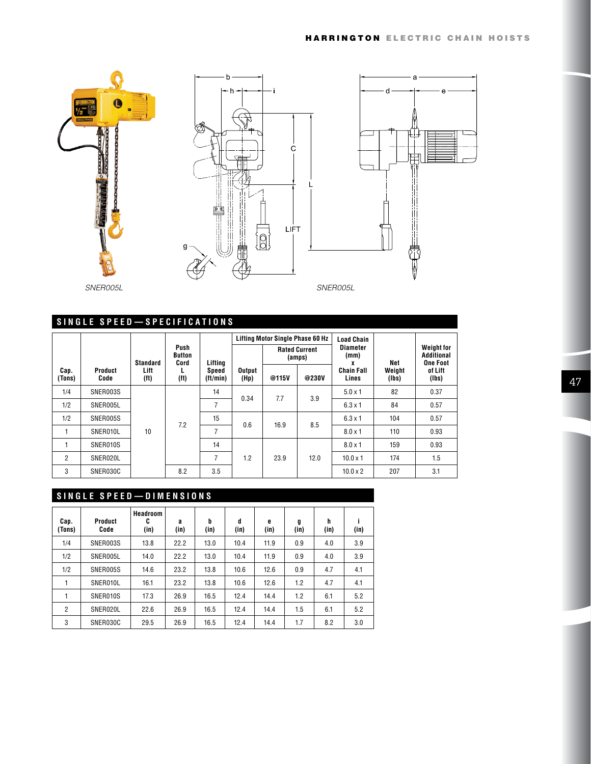SNER005L

SNER005L

## SINGLE SPEED—SPECIFICATIONS

| Cap. (Tons) | Product Code | Standard Lift (ft) | Push Button Cord L (ft) | Lifting Speed (ft/min) | Lifting Motor Single Phase 60 Hz | | | Load Chain Diameter (mm) x Chain Fall Lines | Net Weight (lbs) | Weight for Additional One Foot of Lift (lbs) |
|---|---|---|---|---|---|---|---|---|---|---|
| | | | | | Output (Hp) | Rated Current (amps) @115V | Rated Current (amps) @230V | | | |
| 1/4 | SNER003S | 10 | 7.2 | 14 | 0.34 | 7.7 | 3.9 | 5.0 x 1 | 82 | 0.37 |
| 1/2 | SNER005L | 10 | 7.2 | 7 | 0.34 | 7.7 | 3.9 | 6.3 x 1 | 84 | 0.57 |
| 1/2 | SNER005S | 10 | 7.2 | 15 | 0.6 | 16.9 | 8.5 | 6.3 x 1 | 104 | 0.57 |
| 1 | SNER010L | 10 | 7.2 | 7 | 0.6 | 16.9 | 8.5 | 8.0 x 1 | 110 | 0.93 |
| 1 | SNER010S | 10 | 7.2 | 14 | 1.2 | 23.9 | 12.0 | 8.0 x 1 | 159 | 0.93 |
| 2 | SNER020L | 10 | 7.2 | 7 | 1.2 | 23.9 | 12.0 | 10.0 x 1 | 174 | 1.5 |
| 3 | SNER030C | 10 | 8.2 | 3.5 | 1.2 | 23.9 | 12.0 | 10.0 x 2 | 207 | 3.1 |

## SINGLE SPEED—DIMENSIONS

| Cap. (Tons) | Product Code | Headroom C (in) | a (in) | b (in) | d (in) | e (in) | g (in) | h (in) | i (in) |
|---|---|---|---|---|---|---|---|---|---|
| 1/4 | SNER003S | 13.8 | 22.2 | 13.0 | 10.4 | 11.9 | 0.9 | 4.0 | 3.9 |
| 1/2 | SNER005L | 14.0 | 22.2 | 13.0 | 10.4 | 11.9 | 0.9 | 4.0 | 3.9 |
| 1/2 | SNER005S | 14.6 | 23.2 | 13.8 | 10.6 | 12.6 | 0.9 | 4.7 | 4.1 |
| 1 | SNER010L | 16.1 | 23.2 | 13.8 | 10.6 | 12.6 | 1.2 | 4.7 | 4.1 |
| 1 | SNER010S | 17.3 | 26.9 | 16.5 | 12.4 | 14.4 | 1.2 | 6.1 | 5.2 |
| 2 | SNER020L | 22.6 | 26.9 | 16.5 | 12.4 | 14.4 | 1.5 | 6.1 | 5.2 |
| 3 | SNER030C | 29.5 | 26.9 | 16.5 | 12.4 | 14.4 | 1.7 | 8.2 | 3.0 |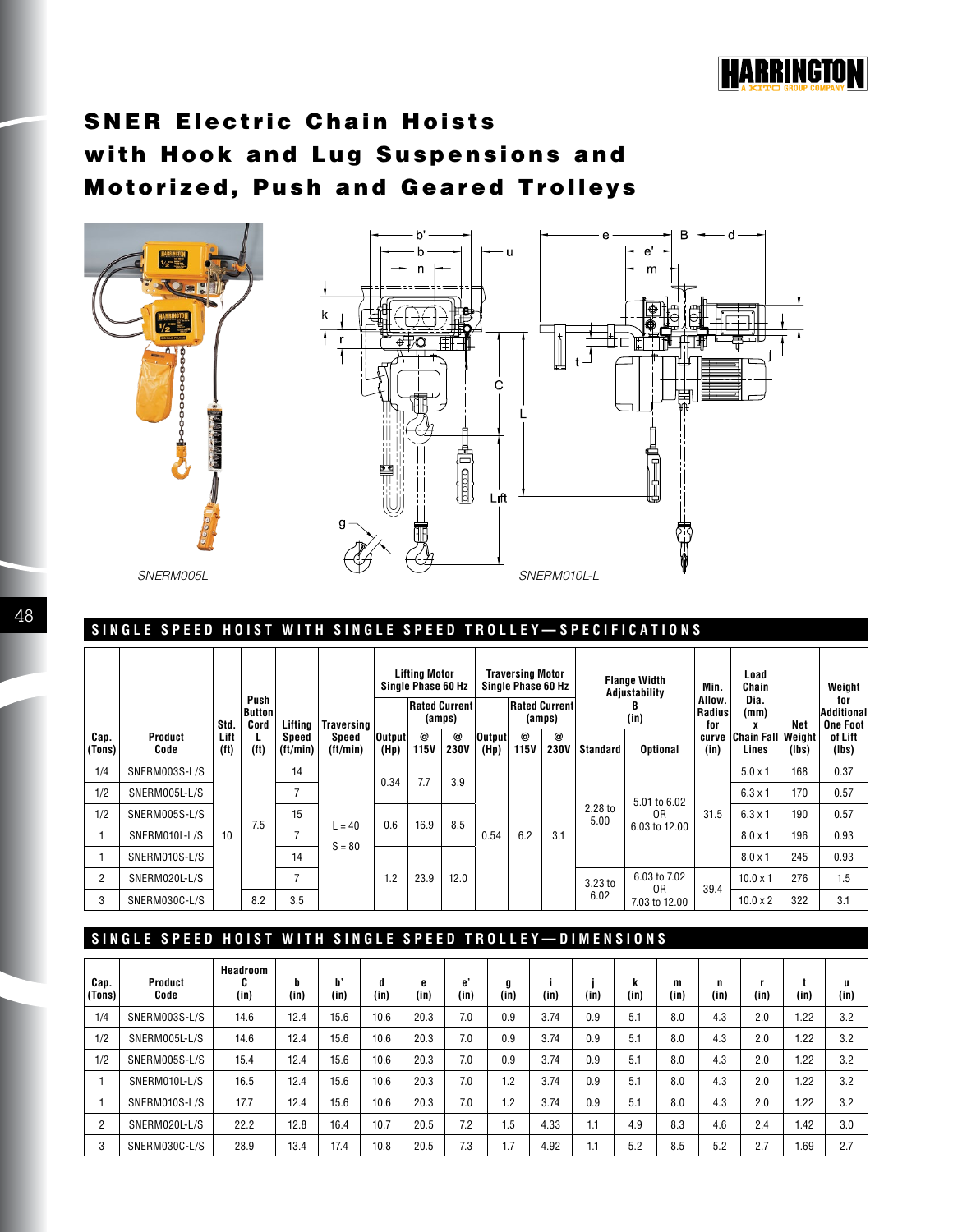# SNER Electric Chain Hoists with Hook and Lug Suspensions and Motorized, Push and Geared Trolleys

SNERM005L

SNERM010L-L

## SINGLE SPEED HOIST WITH SINGLE SPEED TROLLEY—SPECIFICATIONS

| Cap. (Tons) | Product Code | Std. Lift (ft) | Push Button Cord L (ft) | Lifting Speed (ft/min) | Traversing Speed (ft/min) | Lifting Motor Single Phase 60 Hz Output (Hp) | Lifting Motor Rated Current (amps) @ 115V | Lifting Motor Rated Current (amps) @ 230V | Traversing Motor Single Phase 60 Hz Output (Hp) | Traversing Motor Rated Current (amps) @ 115V | Traversing Motor Rated Current (amps) @ 230V | Flange Width Adjustability B (in) Standard | Flange Width Adjustability B (in) Optional | Min. Allow. Radius for curve (in) | Load Chain Dia. (mm) x Chain Fall Lines | Net Weight (lbs) | Weight for Additional One Foot of Lift (lbs) |
|---|---|---|---|---|---|---|---|---|---|---|---|---|---|---|---|---|---|
| 1/4 | SNERM003S-L/S | 10 | 7.5 | 14 | L = 40 S = 80 | 0.34 | 7.7 | 3.9 | 0.54 | 6.2 | 3.1 | 2.28 to 5.00 | 5.01 to 6.02 OR 6.03 to 12.00 | 31.5 | 5.0 x 1 | 168 | 0.37 |
| 1/2 | SNERM005L-L/S | | | 7 | | | | | | | | | | | 6.3 x 1 | 170 | 0.57 |
| 1/2 | SNERM005S-L/S | | | 15 | | 0.6 | 16.9 | 8.5 | | | | | | | 6.3 x 1 | 190 | 0.57 |
| 1 | SNERM010L-L/S | | | 7 | | | | | | | | | | | 8.0 x 1 | 196 | 0.93 |
| 1 | SNERM010S-L/S | | | 14 | | 1.2 | 23.9 | 12.0 | | | | | | | 8.0 x 1 | 245 | 0.93 |
| 2 | SNERM020L-L/S | | | 7 | | | | | | | | 3.23 to 6.02 | 6.03 to 7.02 OR 7.03 to 12.00 | 39.4 | 10.0 x 1 | 276 | 1.5 |
| 3 | SNERM030C-L/S | | 8.2 | 3.5 | | | | | | | | | | | 10.0 x 2 | 322 | 3.1 |

## SINGLE SPEED HOIST WITH SINGLE SPEED TROLLEY—DIMENSIONS

| Cap. (Tons) | Product Code | Headroom C (in) | b (in) | b' (in) | d (in) | e (in) | e' (in) | g (in) | i (in) | j (in) | k (in) | m (in) | n (in) | r (in) | t (in) | u (in) |
|---|---|---|---|---|---|---|---|---|---|---|---|---|---|---|---|---|
| 1/4 | SNERM003S-L/S | 14.6 | 12.4 | 15.6 | 10.6 | 20.3 | 7.0 | 0.9 | 3.74 | 0.9 | 5.1 | 8.0 | 4.3 | 2.0 | 1.22 | 3.2 |
| 1/2 | SNERM005L-L/S | 14.6 | 12.4 | 15.6 | 10.6 | 20.3 | 7.0 | 0.9 | 3.74 | 0.9 | 5.1 | 8.0 | 4.3 | 2.0 | 1.22 | 3.2 |
| 1/2 | SNERM005S-L/S | 15.4 | 12.4 | 15.6 | 10.6 | 20.3 | 7.0 | 0.9 | 3.74 | 0.9 | 5.1 | 8.0 | 4.3 | 2.0 | 1.22 | 3.2 |
| 1 | SNERM010L-L/S | 16.5 | 12.4 | 15.6 | 10.6 | 20.3 | 7.0 | 1.2 | 3.74 | 0.9 | 5.1 | 8.0 | 4.3 | 2.0 | 1.22 | 3.2 |
| 1 | SNERM010S-L/S | 17.7 | 12.4 | 15.6 | 10.6 | 20.3 | 7.0 | 1.2 | 3.74 | 0.9 | 5.1 | 8.0 | 4.3 | 2.0 | 1.22 | 3.2 |
| 2 | SNERM020L-L/S | 22.2 | 12.8 | 16.4 | 10.7 | 20.5 | 7.2 | 1.5 | 4.33 | 1.1 | 4.9 | 8.3 | 4.6 | 2.4 | 1.42 | 3.0 |
| 3 | SNERM030C-L/S | 28.9 | 13.4 | 17.4 | 10.8 | 20.5 | 7.3 | 1.7 | 4.92 | 1.1 | 5.2 | 8.5 | 5.2 | 2.7 | 1.69 | 2.7 |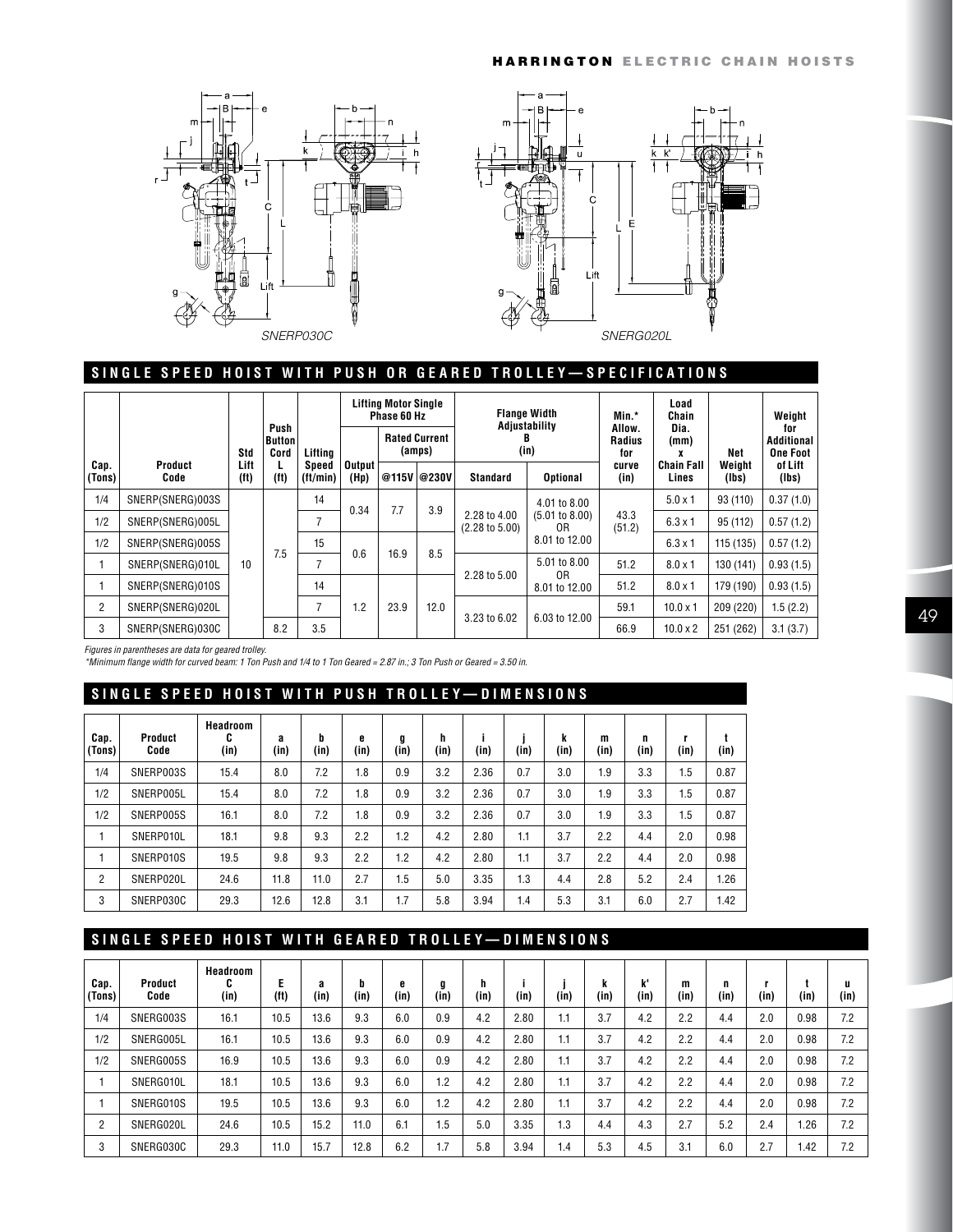SNERP030C

SNERG020L

## SINGLE SPEED HOIST WITH PUSH OR GEARED TROLLEY—SPECIFICATIONS

| Cap. (Tons) | Product Code | Std Lift (ft) | Push Button Cord L (ft) | Lifting Speed (ft/min) | Lifting Motor Single Phase 60 Hz Output (Hp) | Rated Current (amps) @115V | Rated Current (amps) @230V | Flange Width Adjustability B (in) Standard | Flange Width Adjustability B (in) Optional | Min.* Allow. Radius for curve (in) | Load Chain Dia. (mm) x Chain Fall Lines | Net Weight (lbs) | Weight for Additional One Foot of Lift (lbs) |
|---|---|---|---|---|---|---|---|---|---|---|---|---|---|
| 1/4 | SNERP(SNERG)003S | 10 | 7.5 | 14 | 0.34 | 7.7 | 3.9 | 2.28 to 4.00 (2.28 to 5.00) | 4.01 to 8.00 (5.01 to 8.00) OR 8.01 to 12.00 | 43.3 (51.2) | 5.0 x 1 | 93 (110) | 0.37 (1.0) |
| 1/2 | SNERP(SNERG)005L | | | 7 | | | | | | | 6.3 x 1 | 95 (112) | 0.57 (1.2) |
| 1/2 | SNERP(SNERG)005S | | | 15 | 0.6 | 16.9 | 8.5 | | | | 6.3 x 1 | 115 (135) | 0.57 (1.2) |
| 1 | SNERP(SNERG)010L | | | 7 | | | | 2.28 to 5.00 | 5.01 to 8.00 OR 8.01 to 12.00 | 51.2 | 8.0 x 1 | 130 (141) | 0.93 (1.5) |
| 1 | SNERP(SNERG)010S | | | 14 | 1.2 | 23.9 | 12.0 | | | 51.2 | 8.0 x 1 | 179 (190) | 0.93 (1.5) |
| 2 | SNERP(SNERG)020L | | | 7 | | | | 3.23 to 6.02 | 6.03 to 12.00 | 59.1 | 10.0 x 1 | 209 (220) | 1.5 (2.2) |
| 3 | SNERP(SNERG)030C | | 8.2 | 3.5 | | | | | | 66.9 | 10.0 x 2 | 251 (262) | 3.1 (3.7) |

*Figures in parentheses are data for geared trolley.*
*\*Minimum flange width for curved beam: 1 Ton Push and 1/4 to 1 Ton Geared = 2.87 in.; 3 Ton Push or Geared = 3.50 in.*

## SINGLE SPEED HOIST WITH PUSH TROLLEY—DIMENSIONS

| Cap. (Tons) | Product Code | Headroom C (in) | a (in) | b (in) | e (in) | g (in) | h (in) | i (in) | j (in) | k (in) | m (in) | n (in) | r (in) | t (in) |
|---|---|---|---|---|---|---|---|---|---|---|---|---|---|---|
| 1/4 | SNERP003S | 15.4 | 8.0 | 7.2 | 1.8 | 0.9 | 3.2 | 2.36 | 0.7 | 3.0 | 1.9 | 3.3 | 1.5 | 0.87 |
| 1/2 | SNERP005L | 15.4 | 8.0 | 7.2 | 1.8 | 0.9 | 3.2 | 2.36 | 0.7 | 3.0 | 1.9 | 3.3 | 1.5 | 0.87 |
| 1/2 | SNERP005S | 16.1 | 8.0 | 7.2 | 1.8 | 0.9 | 3.2 | 2.36 | 0.7 | 3.0 | 1.9 | 3.3 | 1.5 | 0.87 |
| 1 | SNERP010L | 18.1 | 9.8 | 9.3 | 2.2 | 1.2 | 4.2 | 2.80 | 1.1 | 3.7 | 2.2 | 4.4 | 2.0 | 0.98 |
| 1 | SNERP010S | 19.5 | 9.8 | 9.3 | 2.2 | 1.2 | 4.2 | 2.80 | 1.1 | 3.7 | 2.2 | 4.4 | 2.0 | 0.98 |
| 2 | SNERP020L | 24.6 | 11.8 | 11.0 | 2.7 | 1.5 | 5.0 | 3.35 | 1.3 | 4.4 | 2.8 | 5.2 | 2.4 | 1.26 |
| 3 | SNERP030C | 29.3 | 12.6 | 12.8 | 3.1 | 1.7 | 5.8 | 3.94 | 1.4 | 5.3 | 3.1 | 6.0 | 2.7 | 1.42 |

## SINGLE SPEED HOIST WITH GEARED TROLLEY—DIMENSIONS

| Cap. (Tons) | Product Code | Headroom C (in) | E (ft) | a (in) | b (in) | e (in) | g (in) | h (in) | i (in) | j (in) | k (in) | k' (in) | m (in) | n (in) | r (in) | t (in) | u (in) |
|---|---|---|---|---|---|---|---|---|---|---|---|---|---|---|---|---|---|
| 1/4 | SNERG003S | 16.1 | 10.5 | 13.6 | 9.3 | 6.0 | 0.9 | 4.2 | 2.80 | 1.1 | 3.7 | 4.2 | 2.2 | 4.4 | 2.0 | 0.98 | 7.2 |
| 1/2 | SNERG005L | 16.1 | 10.5 | 13.6 | 9.3 | 6.0 | 0.9 | 4.2 | 2.80 | 1.1 | 3.7 | 4.2 | 2.2 | 4.4 | 2.0 | 0.98 | 7.2 |
| 1/2 | SNERG005S | 16.9 | 10.5 | 13.6 | 9.3 | 6.0 | 0.9 | 4.2 | 2.80 | 1.1 | 3.7 | 4.2 | 2.2 | 4.4 | 2.0 | 0.98 | 7.2 |
| 1 | SNERG010L | 18.1 | 10.5 | 13.6 | 9.3 | 6.0 | 1.2 | 4.2 | 2.80 | 1.1 | 3.7 | 4.2 | 2.2 | 4.4 | 2.0 | 0.98 | 7.2 |
| 1 | SNERG010S | 19.5 | 10.5 | 13.6 | 9.3 | 6.0 | 1.2 | 4.2 | 2.80 | 1.1 | 3.7 | 4.2 | 2.2 | 4.4 | 2.0 | 0.98 | 7.2 |
| 2 | SNERG020L | 24.6 | 10.5 | 15.2 | 11.0 | 6.1 | 1.5 | 5.0 | 3.35 | 1.3 | 4.4 | 4.3 | 2.7 | 5.2 | 2.4 | 1.26 | 7.2 |
| 3 | SNERG030C | 29.3 | 11.0 | 15.7 | 12.8 | 6.2 | 1.7 | 5.8 | 3.94 | 1.4 | 5.3 | 4.5 | 3.1 | 6.0 | 2.7 | 1.42 | 7.2 |